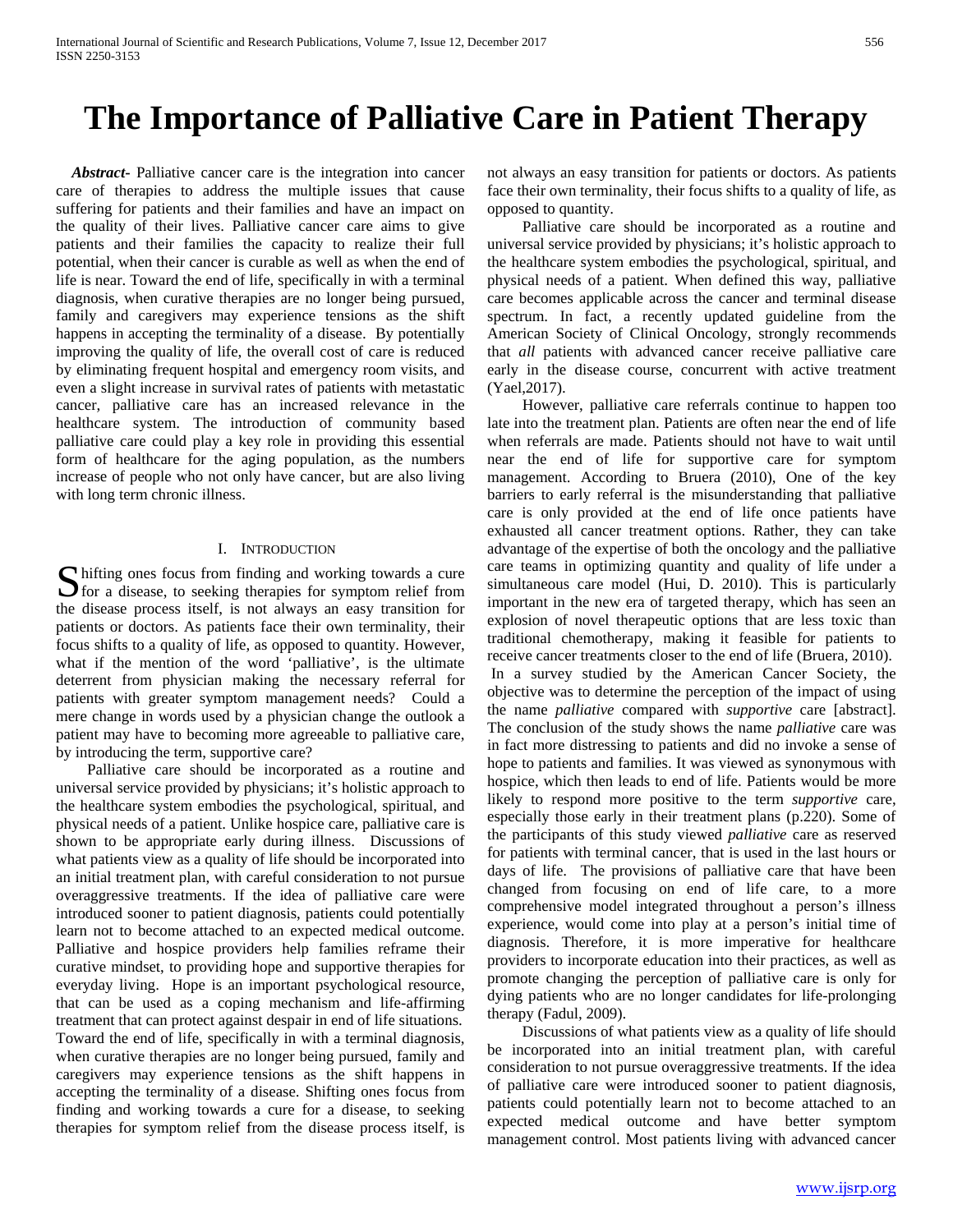# The Importance of Palliative Care in Patient Therapy

***Abstract*-** Palliative cancer care is the integration into cancer care of therapies to address the multiple issues that cause suffering for patients and their families and have an impact on the quality of their lives. Palliative cancer care aims to give patients and their families the capacity to realize their full potential, when their cancer is curable as well as when the end of life is near. Toward the end of life, specifically in with a terminal diagnosis, when curative therapies are no longer being pursued, family and caregivers may experience tensions as the shift happens in accepting the terminality of a disease. By potentially improving the quality of life, the overall cost of care is reduced by eliminating frequent hospital and emergency room visits, and even a slight increase in survival rates of patients with metastatic cancer, palliative care has an increased relevance in the healthcare system. The introduction of community based palliative care could play a key role in providing this essential form of healthcare for the aging population, as the numbers increase of people who not only have cancer, but are also living with long term chronic illness.

## I. Introduction

Shifting ones focus from finding and working towards a cure for a disease, to seeking therapies for symptom relief from the disease process itself, is not always an easy transition for patients or doctors. As patients face their own terminality, their focus shifts to a quality of life, as opposed to quantity. However, what if the mention of the word 'palliative', is the ultimate deterrent from physician making the necessary referral for patients with greater symptom management needs? Could a mere change in words used by a physician change the outlook a patient may have to becoming more agreeable to palliative care, by introducing the term, supportive care?

Palliative care should be incorporated as a routine and universal service provided by physicians; it's holistic approach to the healthcare system embodies the psychological, spiritual, and physical needs of a patient. Unlike hospice care, palliative care is shown to be appropriate early during illness. Discussions of what patients view as a quality of life should be incorporated into an initial treatment plan, with careful consideration to not pursue overaggressive treatments. If the idea of palliative care were introduced sooner to patient diagnosis, patients could potentially learn not to become attached to an expected medical outcome. Palliative and hospice providers help families reframe their curative mindset, to providing hope and supportive therapies for everyday living. Hope is an important psychological resource, that can be used as a coping mechanism and life-affirming treatment that can protect against despair in end of life situations. Toward the end of life, specifically in with a terminal diagnosis, when curative therapies are no longer being pursued, family and caregivers may experience tensions as the shift happens in accepting the terminality of a disease. Shifting ones focus from finding and working towards a cure for a disease, to seeking therapies for symptom relief from the disease process itself, is not always an easy transition for patients or doctors. As patients face their own terminality, their focus shifts to a quality of life, as opposed to quantity.

Palliative care should be incorporated as a routine and universal service provided by physicians; it's holistic approach to the healthcare system embodies the psychological, spiritual, and physical needs of a patient. When defined this way, palliative care becomes applicable across the cancer and terminal disease spectrum. In fact, a recently updated guideline from the American Society of Clinical Oncology, strongly recommends that *all* patients with advanced cancer receive palliative care early in the disease course, concurrent with active treatment (Yael,2017).

However, palliative care referrals continue to happen too late into the treatment plan. Patients are often near the end of life when referrals are made. Patients should not have to wait until near the end of life for supportive care for symptom management. According to Bruera (2010), One of the key barriers to early referral is the misunderstanding that palliative care is only provided at the end of life once patients have exhausted all cancer treatment options. Rather, they can take advantage of the expertise of both the oncology and the palliative care teams in optimizing quantity and quality of life under a simultaneous care model (Hui, D. 2010). This is particularly important in the new era of targeted therapy, which has seen an explosion of novel therapeutic options that are less toxic than traditional chemotherapy, making it feasible for patients to receive cancer treatments closer to the end of life (Bruera, 2010).

In a survey studied by the American Cancer Society, the objective was to determine the perception of the impact of using the name *palliative* compared with *supportive* care [abstract]. The conclusion of the study shows the name *palliative* care was in fact more distressing to patients and did no invoke a sense of hope to patients and families. It was viewed as synonymous with hospice, which then leads to end of life. Patients would be more likely to respond more positive to the term *supportive* care, especially those early in their treatment plans (p.220). Some of the participants of this study viewed *palliative* care as reserved for patients with terminal cancer, that is used in the last hours or days of life. The provisions of palliative care that have been changed from focusing on end of life care, to a more comprehensive model integrated throughout a person's illness experience, would come into play at a person's initial time of diagnosis. Therefore, it is more imperative for healthcare providers to incorporate education into their practices, as well as promote changing the perception of palliative care is only for dying patients who are no longer candidates for life-prolonging therapy (Fadul, 2009).

Discussions of what patients view as a quality of life should be incorporated into an initial treatment plan, with careful consideration to not pursue overaggressive treatments. If the idea of palliative care were introduced sooner to patient diagnosis, patients could potentially learn not to become attached to an expected medical outcome and have better symptom management control. Most patients living with advanced cancer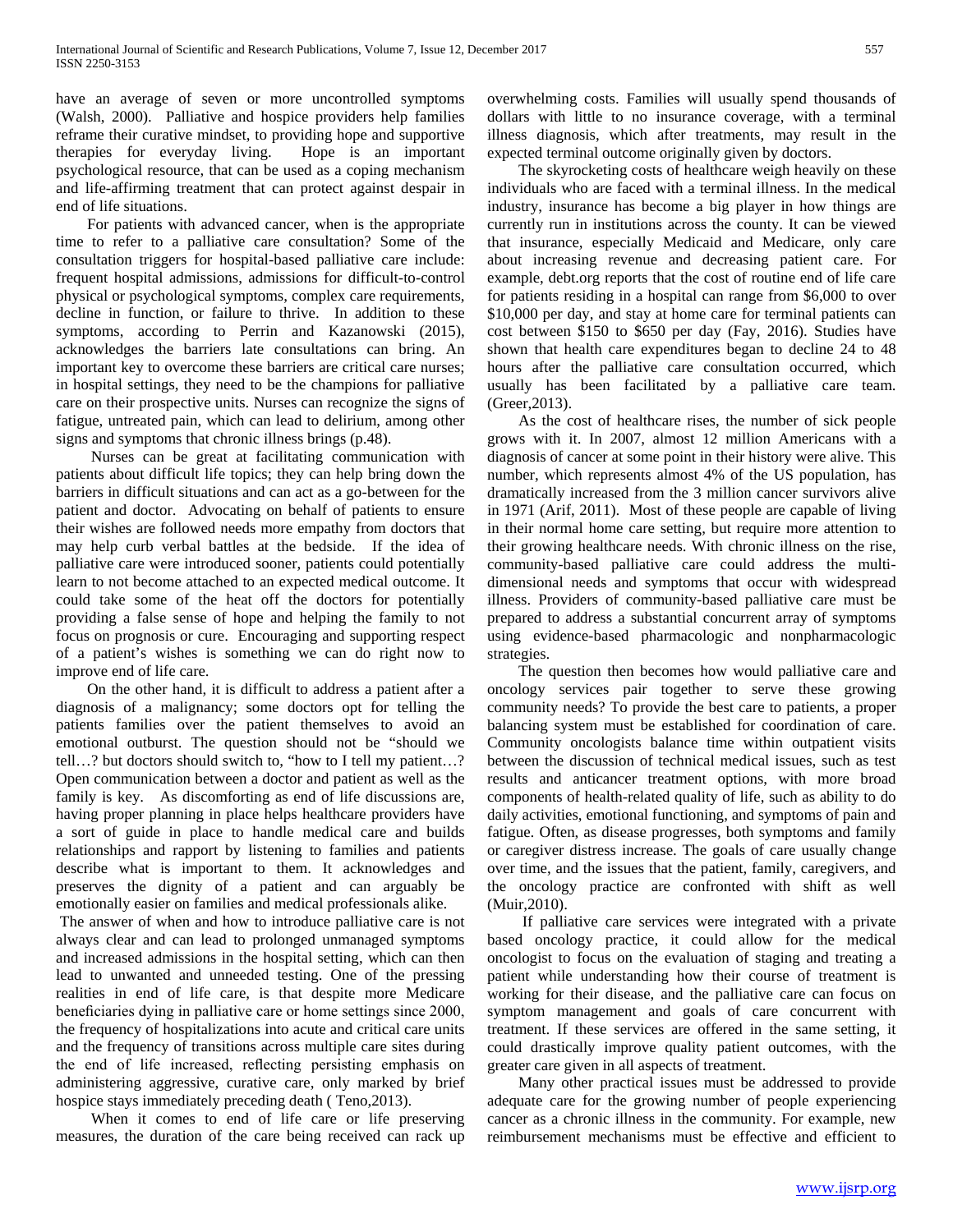have an average of seven or more uncontrolled symptoms (Walsh, 2000). Palliative and hospice providers help families reframe their curative mindset, to providing hope and supportive therapies for everyday living. Hope is an important psychological resource, that can be used as a coping mechanism and life-affirming treatment that can protect against despair in end of life situations.

For patients with advanced cancer, when is the appropriate time to refer to a palliative care consultation? Some of the consultation triggers for hospital-based palliative care include: frequent hospital admissions, admissions for difficult-to-control physical or psychological symptoms, complex care requirements, decline in function, or failure to thrive. In addition to these symptoms, according to Perrin and Kazanowski (2015), acknowledges the barriers late consultations can bring. An important key to overcome these barriers are critical care nurses; in hospital settings, they need to be the champions for palliative care on their prospective units. Nurses can recognize the signs of fatigue, untreated pain, which can lead to delirium, among other signs and symptoms that chronic illness brings (p.48).

Nurses can be great at facilitating communication with patients about difficult life topics; they can help bring down the barriers in difficult situations and can act as a go-between for the patient and doctor. Advocating on behalf of patients to ensure their wishes are followed needs more empathy from doctors that may help curb verbal battles at the bedside. If the idea of palliative care were introduced sooner, patients could potentially learn to not become attached to an expected medical outcome. It could take some of the heat off the doctors for potentially providing a false sense of hope and helping the family to not focus on prognosis or cure. Encouraging and supporting respect of a patient's wishes is something we can do right now to improve end of life care.

On the other hand, it is difficult to address a patient after a diagnosis of a malignancy; some doctors opt for telling the patients families over the patient themselves to avoid an emotional outburst. The question should not be "should we tell…? but doctors should switch to, "how to I tell my patient…? Open communication between a doctor and patient as well as the family is key. As discomforting as end of life discussions are, having proper planning in place helps healthcare providers have a sort of guide in place to handle medical care and builds relationships and rapport by listening to families and patients describe what is important to them. It acknowledges and preserves the dignity of a patient and can arguably be emotionally easier on families and medical professionals alike.

The answer of when and how to introduce palliative care is not always clear and can lead to prolonged unmanaged symptoms and increased admissions in the hospital setting, which can then lead to unwanted and unneeded testing. One of the pressing realities in end of life care, is that despite more Medicare beneficiaries dying in palliative care or home settings since 2000, the frequency of hospitalizations into acute and critical care units and the frequency of transitions across multiple care sites during the end of life increased, reflecting persisting emphasis on administering aggressive, curative care, only marked by brief hospice stays immediately preceding death ( Teno,2013).

When it comes to end of life care or life preserving measures, the duration of the care being received can rack up overwhelming costs. Families will usually spend thousands of dollars with little to no insurance coverage, with a terminal illness diagnosis, which after treatments, may result in the expected terminal outcome originally given by doctors.

The skyrocketing costs of healthcare weigh heavily on these individuals who are faced with a terminal illness. In the medical industry, insurance has become a big player in how things are currently run in institutions across the county. It can be viewed that insurance, especially Medicaid and Medicare, only care about increasing revenue and decreasing patient care. For example, debt.org reports that the cost of routine end of life care for patients residing in a hospital can range from $6,000 to over $10,000 per day, and stay at home care for terminal patients can cost between $150 to $650 per day (Fay, 2016). Studies have shown that health care expenditures began to decline 24 to 48 hours after the palliative care consultation occurred, which usually has been facilitated by a palliative care team. (Greer,2013).

As the cost of healthcare rises, the number of sick people grows with it. In 2007, almost 12 million Americans with a diagnosis of cancer at some point in their history were alive. This number, which represents almost 4% of the US population, has dramatically increased from the 3 million cancer survivors alive in 1971 (Arif, 2011). Most of these people are capable of living in their normal home care setting, but require more attention to their growing healthcare needs. With chronic illness on the rise, community-based palliative care could address the multi-dimensional needs and symptoms that occur with widespread illness. Providers of community-based palliative care must be prepared to address a substantial concurrent array of symptoms using evidence-based pharmacologic and nonpharmacologic strategies.

The question then becomes how would palliative care and oncology services pair together to serve these growing community needs? To provide the best care to patients, a proper balancing system must be established for coordination of care. Community oncologists balance time within outpatient visits between the discussion of technical medical issues, such as test results and anticancer treatment options, with more broad components of health-related quality of life, such as ability to do daily activities, emotional functioning, and symptoms of pain and fatigue. Often, as disease progresses, both symptoms and family or caregiver distress increase. The goals of care usually change over time, and the issues that the patient, family, caregivers, and the oncology practice are confronted with shift as well (Muir,2010).

If palliative care services were integrated with a private based oncology practice, it could allow for the medical oncologist to focus on the evaluation of staging and treating a patient while understanding how their course of treatment is working for their disease, and the palliative care can focus on symptom management and goals of care concurrent with treatment. If these services are offered in the same setting, it could drastically improve quality patient outcomes, with the greater care given in all aspects of treatment.

Many other practical issues must be addressed to provide adequate care for the growing number of people experiencing cancer as a chronic illness in the community. For example, new reimbursement mechanisms must be effective and efficient to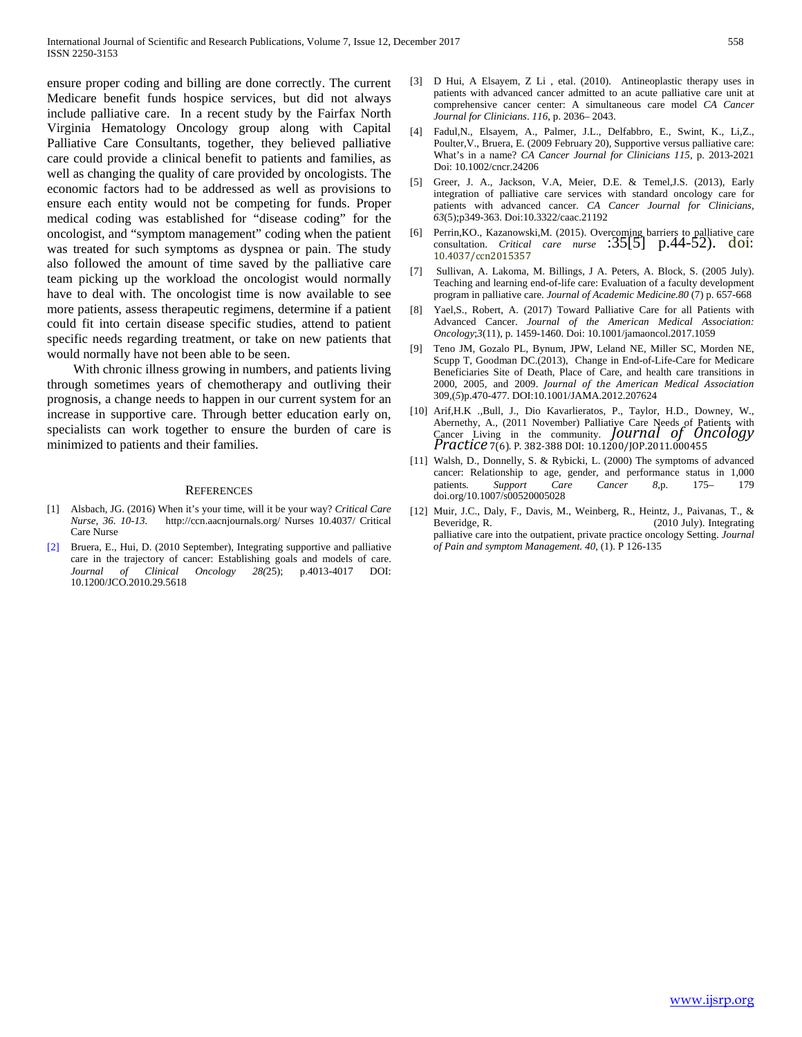ensure proper coding and billing are done correctly. The current Medicare benefit funds hospice services, but did not always include palliative care. In a recent study by the Fairfax North Virginia Hematology Oncology group along with Capital Palliative Care Consultants, together, they believed palliative care could provide a clinical benefit to patients and families, as well as changing the quality of care provided by oncologists. The economic factors had to be addressed as well as provisions to ensure each entity would not be competing for funds. Proper medical coding was established for "disease coding" for the oncologist, and "symptom management" coding when the patient was treated for such symptoms as dyspnea or pain. The study also followed the amount of time saved by the palliative care team picking up the workload the oncologist would normally have to deal with. The oncologist time is now available to see more patients, assess therapeutic regimens, determine if a patient could fit into certain disease specific studies, attend to patient specific needs regarding treatment, or take on new patients that would normally have not been able to be seen.

With chronic illness growing in numbers, and patients living through sometimes years of chemotherapy and outliving their prognosis, a change needs to happen in our current system for an increase in supportive care. Through better education early on, specialists can work together to ensure the burden of care is minimized to patients and their families.

## References

[1] Alsbach, JG. (2016) When it's your time, will it be your way? *Critical Care Nurse, 36. 10-13.* http://ccn.aacnjournals.org/ Nurses 10.4037/ Critical Care Nurse

[2] Bruera, E., Hui, D. (2010 September), Integrating supportive and palliative care in the trajectory of cancer: Establishing goals and models of care. *Journal of Clinical Oncology 28*(25); p.4013-4017 DOI: 10.1200/JCO.2010.29.5618

[3] D Hui, A Elsayem, Z Li , etal. (2010). Antineoplastic therapy uses in patients with advanced cancer admitted to an acute palliative care unit at comprehensive cancer center: A simultaneous care model *CA Cancer Journal for Clinicians*. *116*, p. 2036– 2043.

[4] Fadul,N., Elsayem, A., Palmer, J.L., Delfabbro, E., Swint, K., Li,Z., Poulter,V., Bruera, E. (2009 February 20), Supportive versus palliative care: What's in a name? *CA Cancer Journal for Clinicians 115*, p. 2013-2021 Doi: 10.1002/cncr.24206

[5] Greer, J. A., Jackson, V.A, Meier, D.E. & Temel,J.S. (2013), Early integration of palliative care services with standard oncology care for patients with advanced cancer. *CA Cancer Journal for Clinicians*, *63*(5);p349-363. Doi:10.3322/caac.21192

[6] Perrin,KO., Kazanowski,M. (2015). Overcoming barriers to palliative care consultation. *Critical care nurse* :35[5] p.44-52). doi: 10.4037/ccn2015357

[7] Sullivan, A. Lakoma, M. Billings, J A. Peters, A. Block, S. (2005 July). Teaching and learning end-of-life care: Evaluation of a faculty development program in palliative care. *Journal of Academic Medicine.80* (7) p. 657-668

[8] Yael,S., Robert, A. (2017) Toward Palliative Care for all Patients with Advanced Cancer. *Journal of the American Medical Association: Oncology*;3(11), p. 1459-1460. Doi: 10.1001/jamaoncol.2017.1059

[9] Teno JM, Gozalo PL, Bynum, JPW, Leland NE, Miller SC, Morden NE, Scupp T, Goodman DC.(2013), Change in End-of-Life-Care for Medicare Beneficiaries Site of Death, Place of Care, and health care transitions in 2000, 2005, and 2009. *Journal of the American Medical Association* 309,(*5*)p.470-477. DOI:10.1001/JAMA.2012.207624

[10] Arif,H.K .,Bull, J., Dio Kavarlieratos, P., Taylor, H.D., Downey, W., Abernethy, A., (2011 November) Palliative Care Needs of Patients with Cancer Living in the community. *Journal of Oncology Practice* 7(6). P. 382-388 DOI: 10.1200/JOP.2011.000455

[11] Walsh, D., Donnelly, S. & Rybicki, L. (2000) The symptoms of advanced cancer: Relationship to age, gender, and performance status in 1,000 patients. *Support Care Cancer 8*,p. 175– 179 doi.org/10.1007/s00520005028

[12] Muir, J.C., Daly, F., Davis, M., Weinberg, R., Heintz, J., Paivanas, T., & Beveridge, R. (2010 July). Integrating palliative care into the outpatient, private practice oncology Setting. *Journal of Pain and symptom Management. 40*, (1). P 126-135